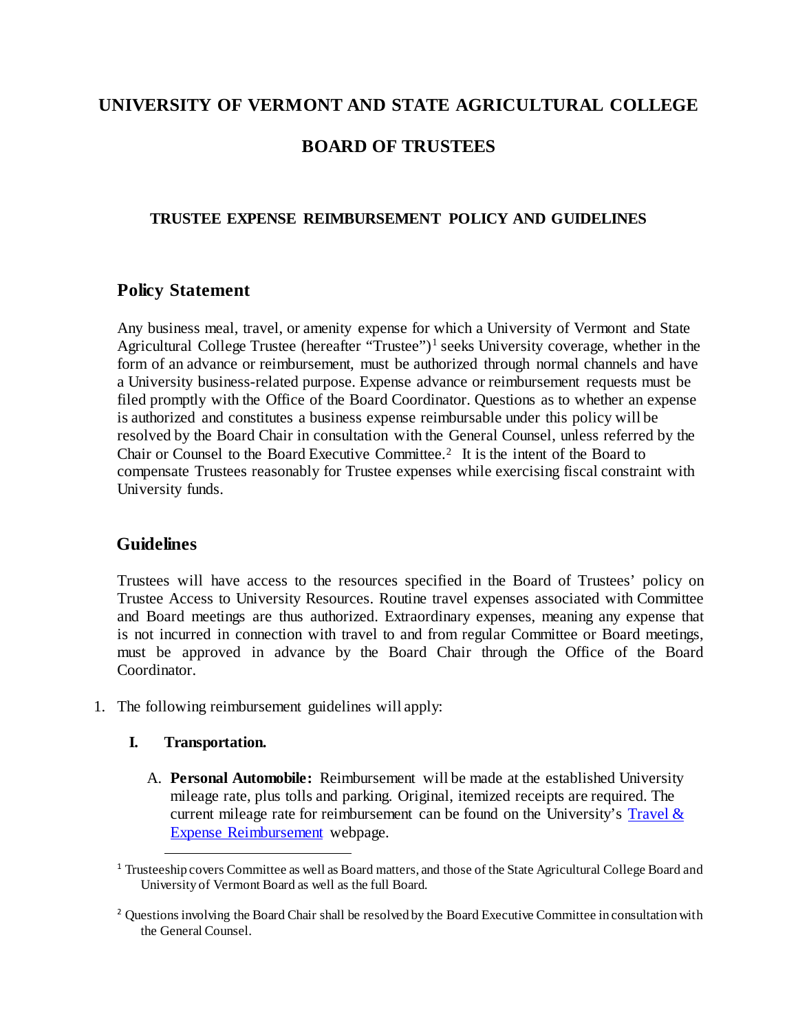# UNIVERSITY OF VERMONT AND STATE AGRICULTURAL COLLEGE

# BOARD OF TRUSTEES

### TRUSTEE EXPENSE REIMBURSEMENT POLICY AND GUIDELINES

## Policy Statement

Any business meal, travel, or amenity expense for which a University of Vermont and State Agricultural College Trustee (hereafter "Trustee")[1] seeks University coverage, whether in the form of an advance or reimbursement, must be authorized through normal channels and have a University business-related purpose. Expense advance or reimbursement requests must be filed promptly with the Office of the Board Coordinator. Questions as to whether an expense is authorized and constitutes a business expense reimbursable under this policy will be resolved by the Board Chair in consultation with the General Counsel, unless referred by the Chair or Counsel to the Board Executive Committee.[2] It is the intent of the Board to compensate Trustees reasonably for Trustee expenses while exercising fiscal constraint with University funds.

## Guidelines

Trustees will have access to the resources specified in the Board of Trustees' policy on Trustee Access to University Resources. Routine travel expenses associated with Committee and Board meetings are thus authorized. Extraordinary expenses, meaning any expense that is not incurred in connection with travel to and from regular Committee or Board meetings, must be approved in advance by the Board Chair through the Office of the Board Coordinator.

1. The following reimbursement guidelines will apply:

   **I. Transportation.**

   A. **Personal Automobile:** Reimbursement will be made at the established University mileage rate, plus tolls and parking. Original, itemized receipts are required. The current mileage rate for reimbursement can be found on the University's [Travel & Expense Reimbursement]() webpage.

---

[1] Trusteeship covers Committee as well as Board matters, and those of the State Agricultural College Board and University of Vermont Board as well as the full Board.

[2] Questions involving the Board Chair shall be resolved by the Board Executive Committee in consultation with the General Counsel.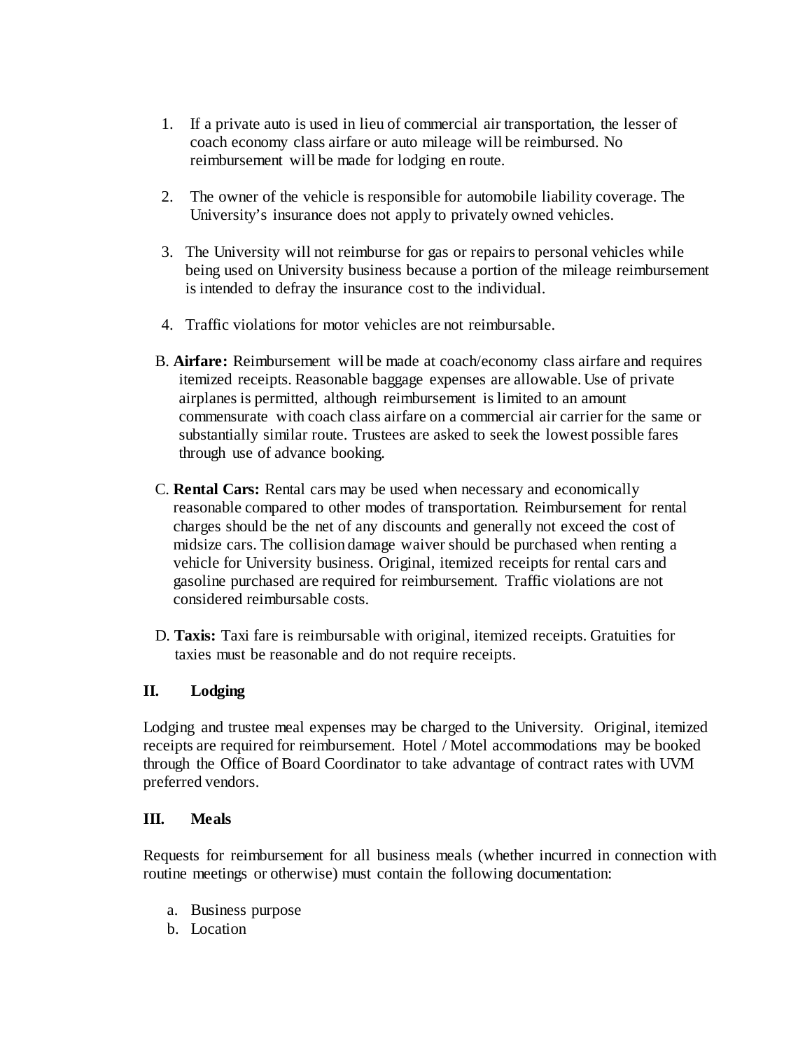1. If a private auto is used in lieu of commercial air transportation, the lesser of coach economy class airfare or auto mileage will be reimbursed. No reimbursement will be made for lodging en route.

2. The owner of the vehicle is responsible for automobile liability coverage. The University's insurance does not apply to privately owned vehicles.

3. The University will not reimburse for gas or repairs to personal vehicles while being used on University business because a portion of the mileage reimbursement is intended to defray the insurance cost to the individual.

4. Traffic violations for motor vehicles are not reimbursable.

B. **Airfare:** Reimbursement will be made at coach/economy class airfare and requires itemized receipts. Reasonable baggage expenses are allowable. Use of private airplanes is permitted, although reimbursement is limited to an amount commensurate with coach class airfare on a commercial air carrier for the same or substantially similar route. Trustees are asked to seek the lowest possible fares through use of advance booking.

C. **Rental Cars:** Rental cars may be used when necessary and economically reasonable compared to other modes of transportation. Reimbursement for rental charges should be the net of any discounts and generally not exceed the cost of midsize cars. The collision damage waiver should be purchased when renting a vehicle for University business. Original, itemized receipts for rental cars and gasoline purchased are required for reimbursement. Traffic violations are not considered reimbursable costs.

D. **Taxis:** Taxi fare is reimbursable with original, itemized receipts. Gratuities for taxies must be reasonable and do not require receipts.

## II. Lodging

Lodging and trustee meal expenses may be charged to the University. Original, itemized receipts are required for reimbursement. Hotel / Motel accommodations may be booked through the Office of Board Coordinator to take advantage of contract rates with UVM preferred vendors.

## III. Meals

Requests for reimbursement for all business meals (whether incurred in connection with routine meetings or otherwise) must contain the following documentation:

a. Business purpose
b. Location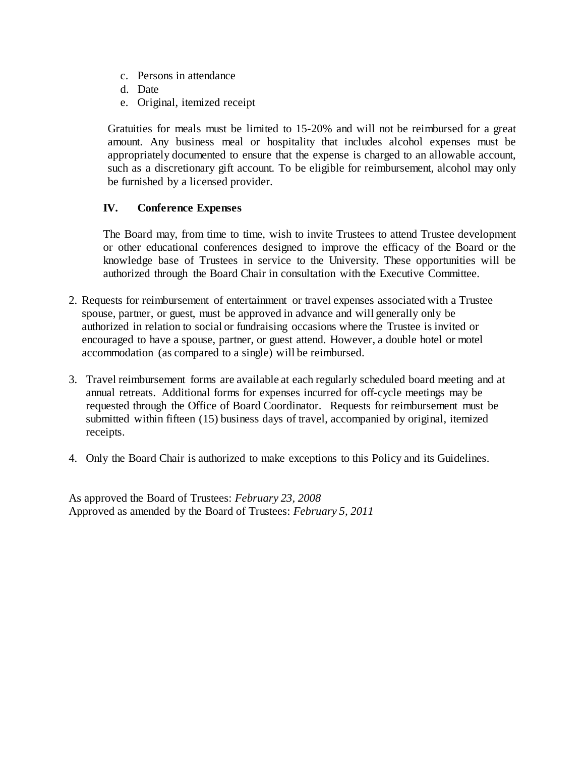c. Persons in attendance
d. Date
e. Original, itemized receipt

Gratuities for meals must be limited to 15-20% and will not be reimbursed for a great amount. Any business meal or hospitality that includes alcohol expenses must be appropriately documented to ensure that the expense is charged to an allowable account, such as a discretionary gift account. To be eligible for reimbursement, alcohol may only be furnished by a licensed provider.

**IV. Conference Expenses**

The Board may, from time to time, wish to invite Trustees to attend Trustee development or other educational conferences designed to improve the efficacy of the Board or the knowledge base of Trustees in service to the University. These opportunities will be authorized through the Board Chair in consultation with the Executive Committee.

2. Requests for reimbursement of entertainment or travel expenses associated with a Trustee spouse, partner, or guest, must be approved in advance and will generally only be authorized in relation to social or fundraising occasions where the Trustee is invited or encouraged to have a spouse, partner, or guest attend. However, a double hotel or motel accommodation (as compared to a single) will be reimbursed.

3. Travel reimbursement forms are available at each regularly scheduled board meeting and at annual retreats. Additional forms for expenses incurred for off-cycle meetings may be requested through the Office of Board Coordinator. Requests for reimbursement must be submitted within fifteen (15) business days of travel, accompanied by original, itemized receipts.

4. Only the Board Chair is authorized to make exceptions to this Policy and its Guidelines.

As approved the Board of Trustees: *February 23, 2008*
Approved as amended by the Board of Trustees: *February 5, 2011*